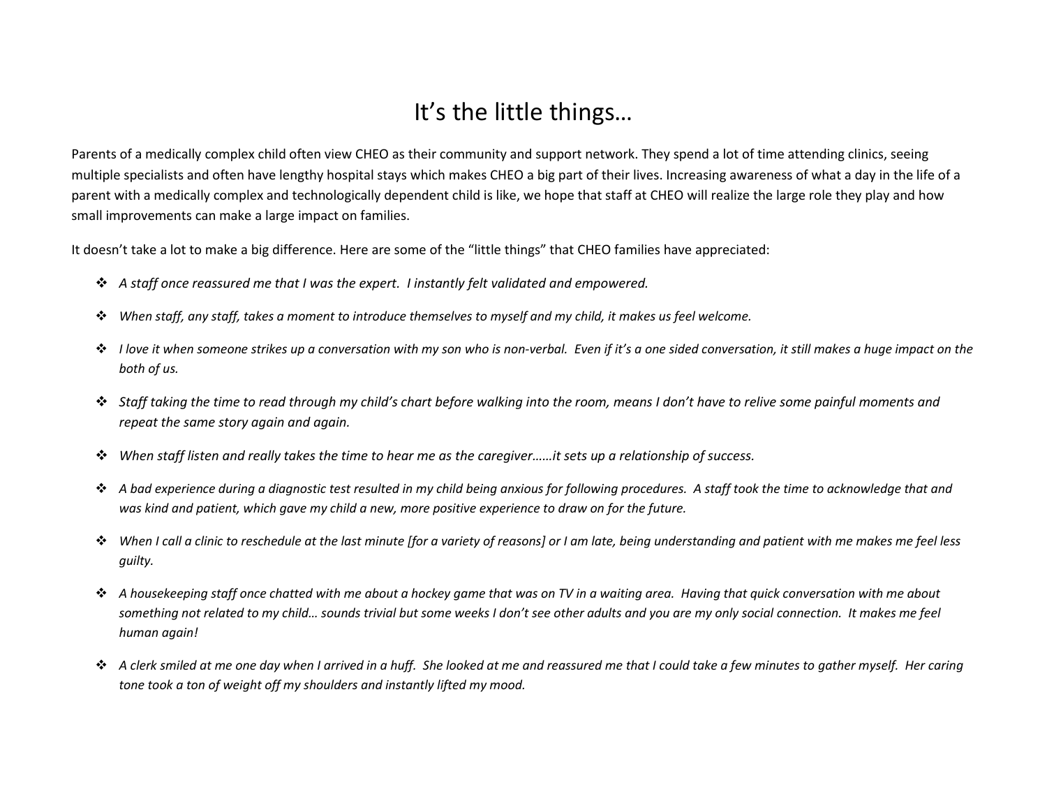# It's the little things…

Parents of a medically complex child often view CHEO as their community and support network. They spend a lot of time attending clinics, seeing multiple specialists and often have lengthy hospital stays which makes CHEO a big part of their lives. Increasing awareness of what a day in the life of a parent with a medically complex and technologically dependent child is like, we hope that staff at CHEO will realize the large role they play and how small improvements can make a large impact on families.

It doesn't take a lot to make a big difference. Here are some of the "little things" that CHEO families have appreciated:

- *A staff once reassured me that I was the expert. I instantly felt validated and empowered.*
- *When staff, any staff, takes a moment to introduce themselves to myself and my child, it makes us feel welcome.*
- *I love it when someone strikes up a conversation with my son who is non-verbal. Even if it's a one sided conversation, it still makes a huge impact on the both of us.*
- *Staff taking the time to read through my child's chart before walking into the room, means I don't have to relive some painful moments and repeat the same story again and again.*
- *When staff listen and really takes the time to hear me as the caregiver……it sets up a relationship of success.*
- *A bad experience during a diagnostic test resulted in my child being anxious for following procedures. A staff took the time to acknowledge that and was kind and patient, which gave my child a new, more positive experience to draw on for the future.*
- *When I call a clinic to reschedule at the last minute [for a variety of reasons] or I am late, being understanding and patient with me makes me feel less guilty.*
- *A housekeeping staff once chatted with me about a hockey game that was on TV in a waiting area. Having that quick conversation with me about something not related to my child… sounds trivial but some weeks I don't see other adults and you are my only social connection. It makes me feel human again!*
- *A clerk smiled at me one day when I arrived in a huff. She looked at me and reassured me that I could take a few minutes to gather myself. Her caring tone took a ton of weight off my shoulders and instantly lifted my mood.*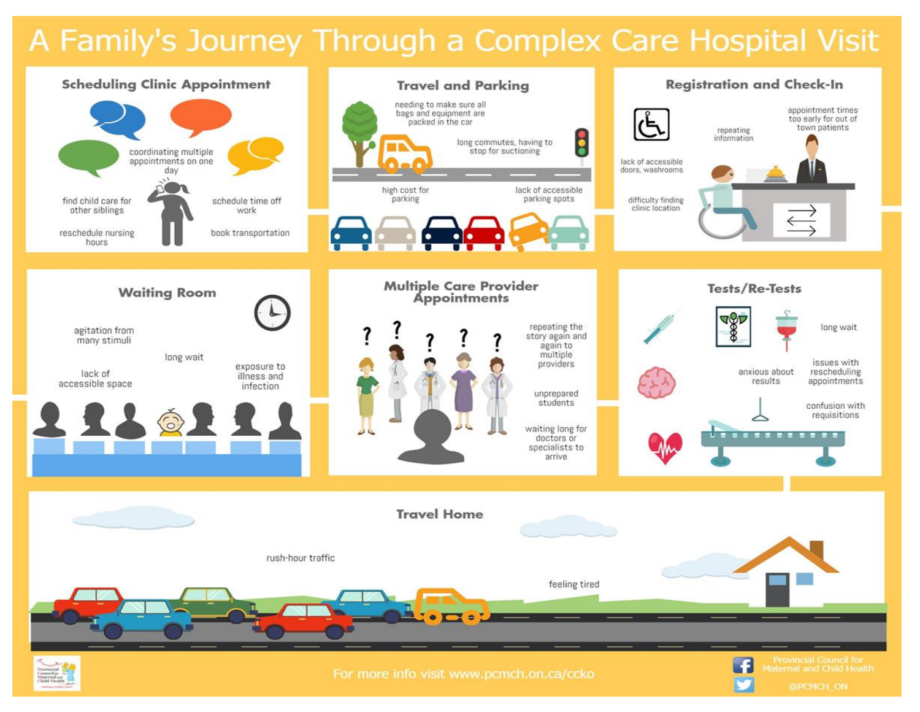# A Family's Journey Through a Complex Care Hospital Visit

## Scheduling Clinic Appointment

coordinating multiple appointments on one day

find child care for other siblings

schedule time off work

reschedule nursing hours

book transportation

## Travel and Parking

needing to make sure all bags and equipment are packed in the car

long commutes, having to stop for suctioning

high cost for parking

lack of accessible parking spots

## Registration and Check-In

repeating information

appointment times too early for out of town patients

lack of accessible doors, washrooms

difficulty finding clinic location

## Waiting Room

agitation from many stimuli

long wait

lack of accessible space

exposure to illness and infection

## Multiple Care Provider Appointments

repeating the story again and again to multiple providers

unprepared students

waiting long for doctors or specialists to arrive

## Tests/Re-Tests

long wait

anxious about results

issues with rescheduling appointments

confusion with requisitions

## Travel Home

rush-hour traffic

feeling tired

For more info visit www.pcmch.on.ca/ccko

Provincial Council for Maternal and Child Health

@PCMCH_ON